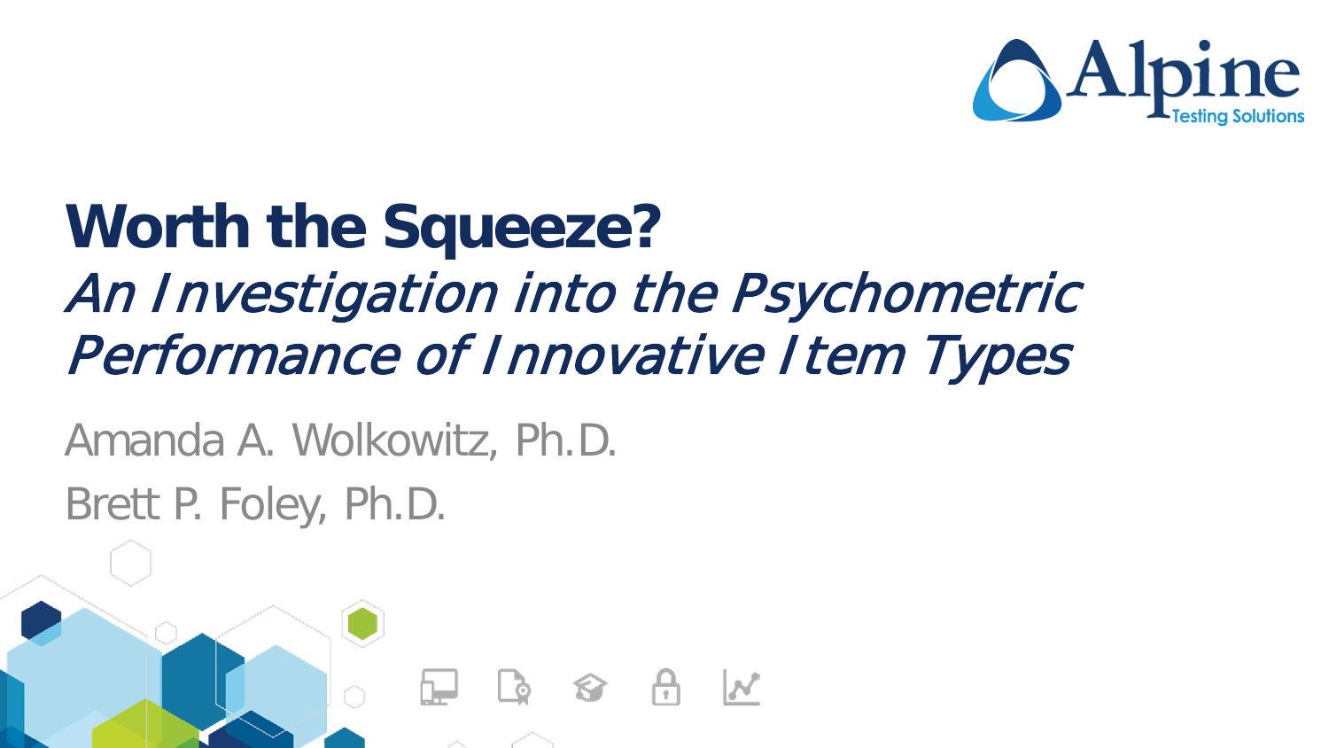Alpine Testing Solutions

# Worth the Squeeze?

## *An Investigation into the Psychometric Performance of Innovative Item Types*

Amanda A. Wolkowitz, Ph.D.

Brett P. Foley, Ph.D.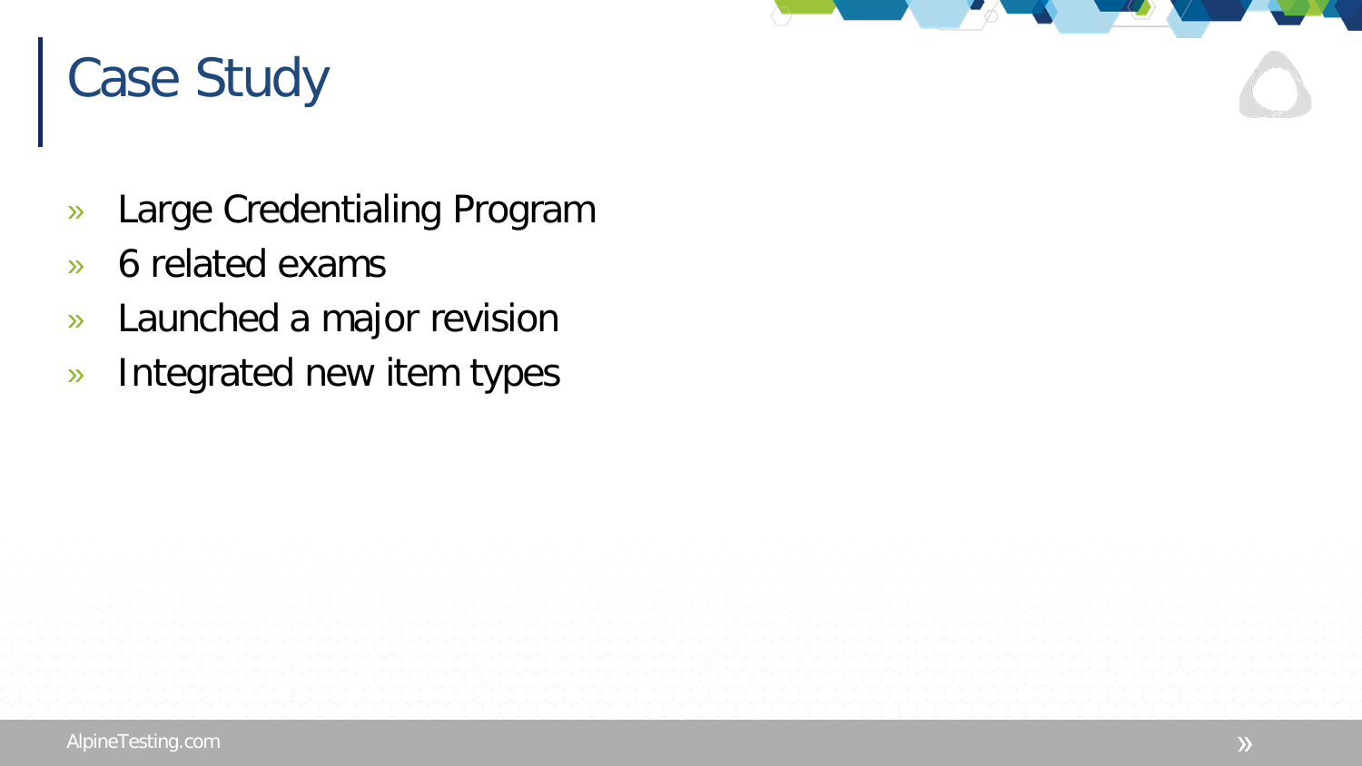# Case Study

- Large Credentialing Program
- 6 related exams
- Launched a major revision
- Integrated new item types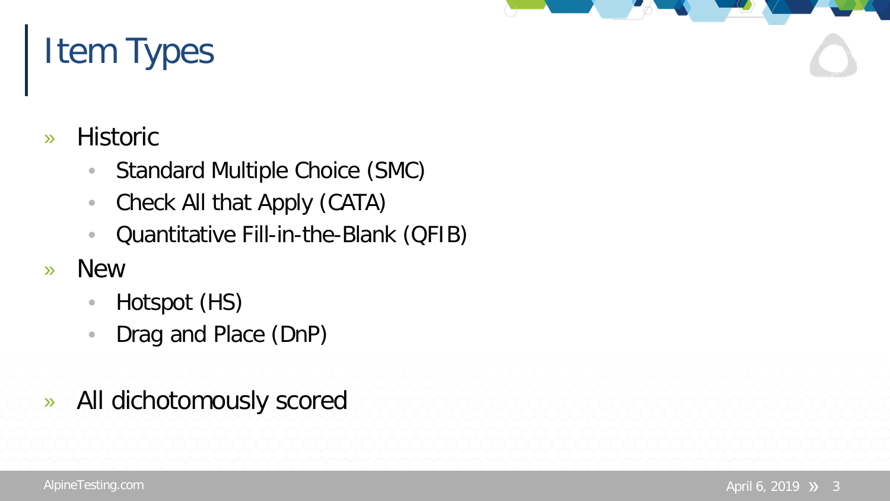# Item Types

- Historic
  - Standard Multiple Choice (SMC)
  - Check All that Apply (CATA)
  - Quantitative Fill-in-the-Blank (QFIB)
- New
  - Hotspot (HS)
  - Drag and Place (DnP)

- All dichotomously scored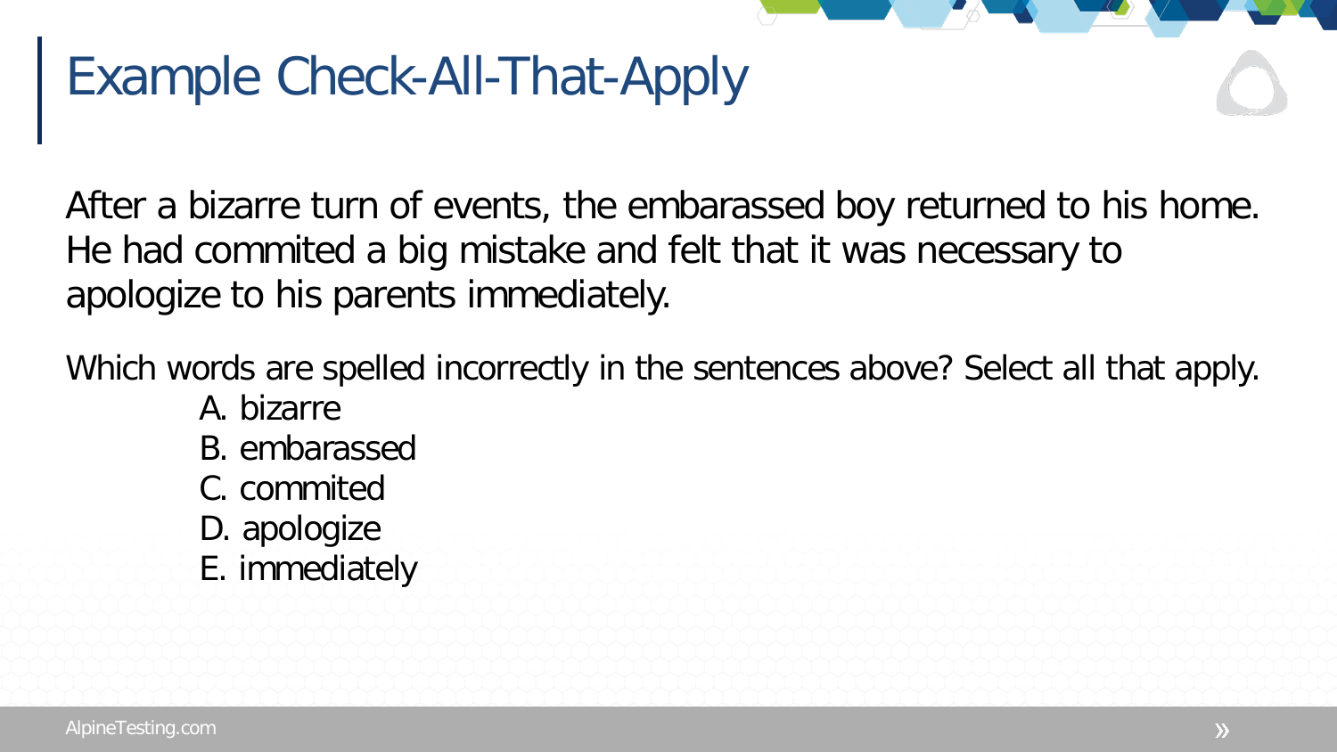# Example Check-All-That-Apply

After a bizarre turn of events, the embarassed boy returned to his home. He had commited a big mistake and felt that it was necessary to apologize to his parents immediately.

Which words are spelled incorrectly in the sentences above? Select all that apply.

A. bizarre
B. embarassed
C. commited
D. apologize
E. immediately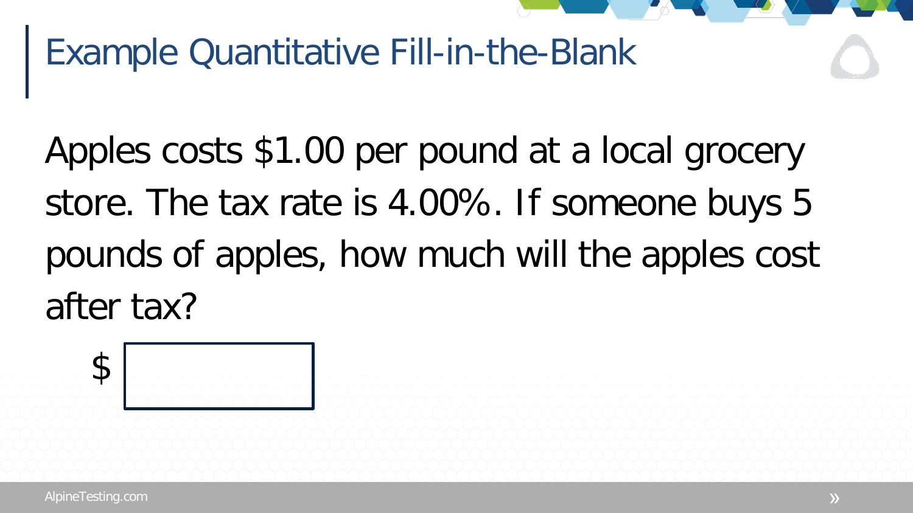# Example Quantitative Fill-in-the-Blank

Apples costs $1.00 per pound at a local grocery store. The tax rate is 4.00%. If someone buys 5 pounds of apples, how much will the apples cost after tax?

$ [ ]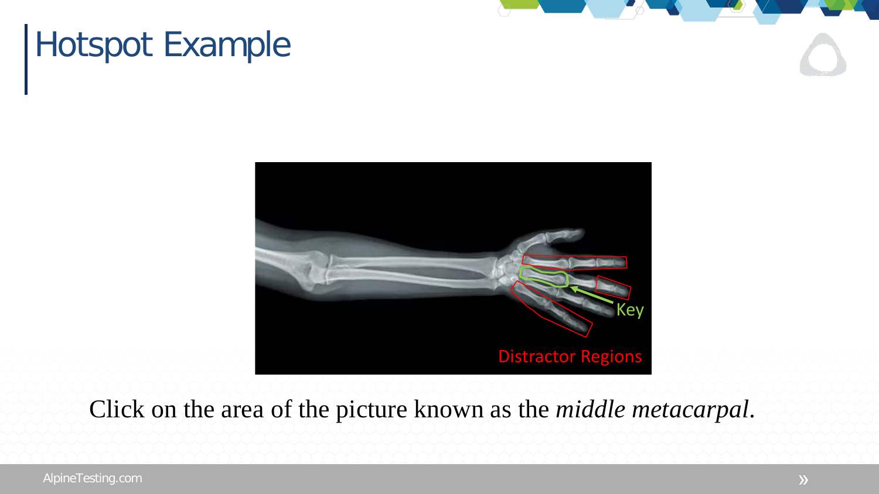# Hotspot Example

Key

Distractor Regions

Click on the area of the picture known as the *middle metacarpal*.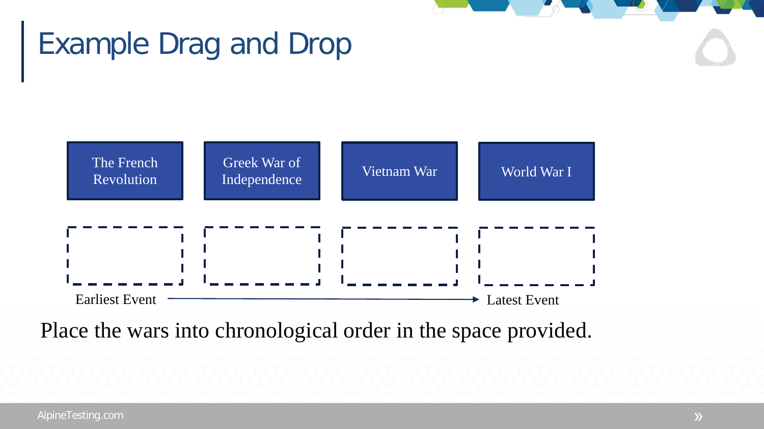# Example Drag and Drop

| The French Revolution | Greek War of Independence | Vietnam War | World War I |
| --- | --- | --- | --- |
| | | | |

Earliest Event → Latest Event

Place the wars into chronological order in the space provided.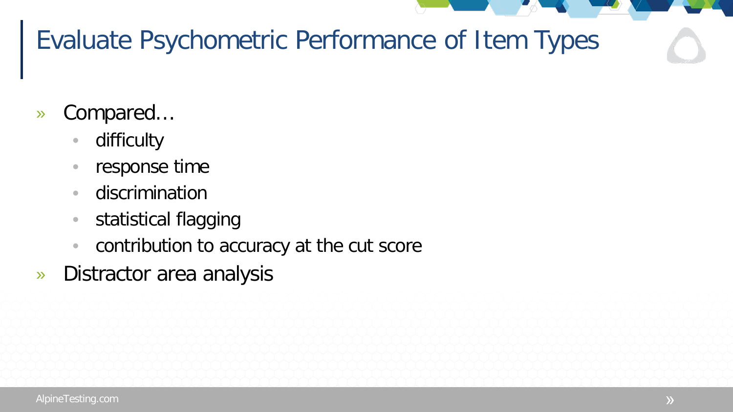# Evaluate Psychometric Performance of Item Types

- Compared…
  - difficulty
  - response time
  - discrimination
  - statistical flagging
  - contribution to accuracy at the cut score
- Distractor area analysis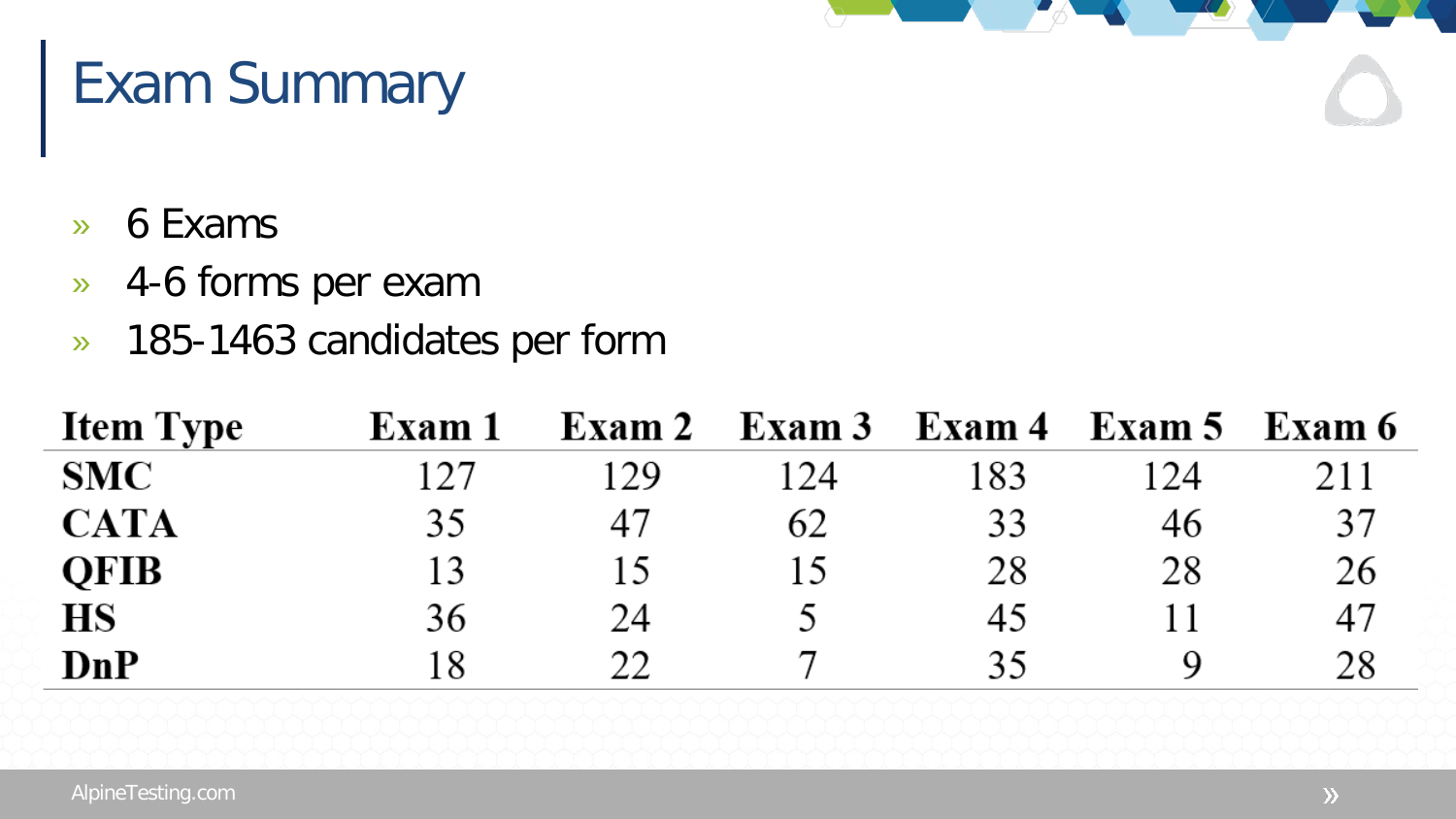# Exam Summary

- 6 Exams
- 4-6 forms per exam
- 185-1463 candidates per form

| Item Type | Exam 1 | Exam 2 | Exam 3 | Exam 4 | Exam 5 | Exam 6 |
|---|---|---|---|---|---|---|
| SMC | 127 | 129 | 124 | 183 | 124 | 211 |
| CATA | 35 | 47 | 62 | 33 | 46 | 37 |
| QFIB | 13 | 15 | 15 | 28 | 28 | 26 |
| HS | 36 | 24 | 5 | 45 | 11 | 47 |
| DnP | 18 | 22 | 7 | 35 | 9 | 28 |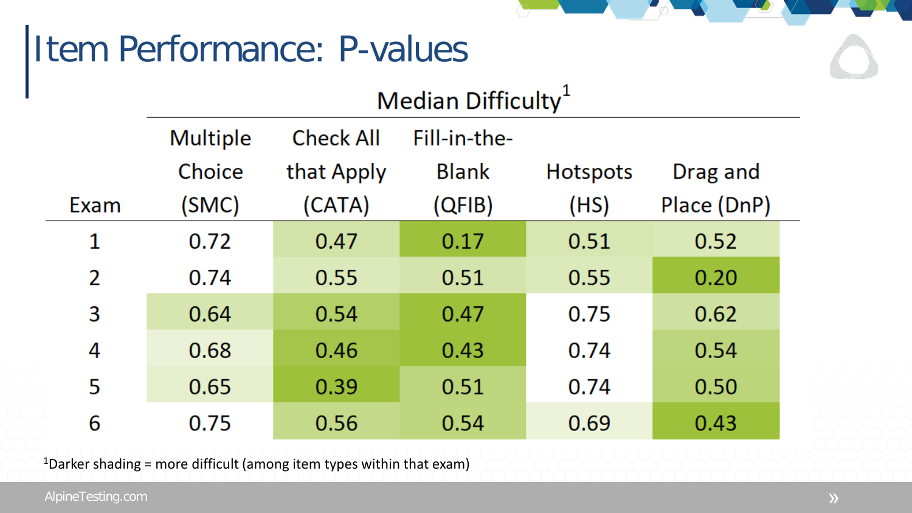# Item Performance: P-values

| Exam | Median Difficulty[1] | | | | |
|---|---|---|---|---|---|
| | Multiple Choice (SMC) | Check All that Apply (CATA) | Fill-in-the-Blank (QFIB) | Hotspots (HS) | Drag and Place (DnP) |
| 1 | 0.72 | 0.47 | 0.17 | 0.51 | 0.52 |
| 2 | 0.74 | 0.55 | 0.51 | 0.55 | 0.20 |
| 3 | 0.64 | 0.54 | 0.47 | 0.75 | 0.62 |
| 4 | 0.68 | 0.46 | 0.43 | 0.74 | 0.54 |
| 5 | 0.65 | 0.39 | 0.51 | 0.74 | 0.50 |
| 6 | 0.75 | 0.56 | 0.54 | 0.69 | 0.43 |

[1]Darker shading = more difficult (among item types within that exam)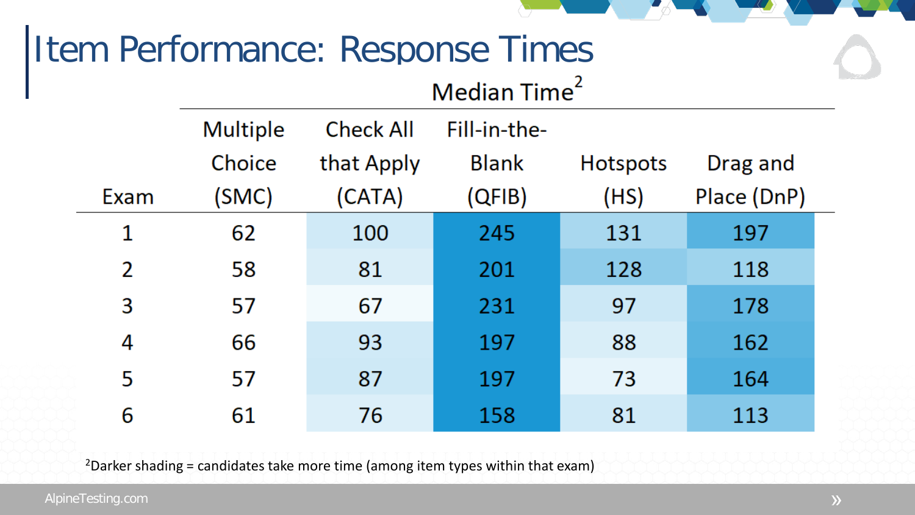# Item Performance: Response Times

| | Median Time[2] | | | | |
|---|---|---|---|---|---|
| Exam | Multiple Choice (SMC) | Check All that Apply (CATA) | Fill-in-the-Blank (QFIB) | Hotspots (HS) | Drag and Place (DnP) |
| 1 | 62 | 100 | 245 | 131 | 197 |
| 2 | 58 | 81 | 201 | 128 | 118 |
| 3 | 57 | 67 | 231 | 97 | 178 |
| 4 | 66 | 93 | 197 | 88 | 162 |
| 5 | 57 | 87 | 197 | 73 | 164 |
| 6 | 61 | 76 | 158 | 81 | 113 |

[2]Darker shading = candidates take more time (among item types within that exam)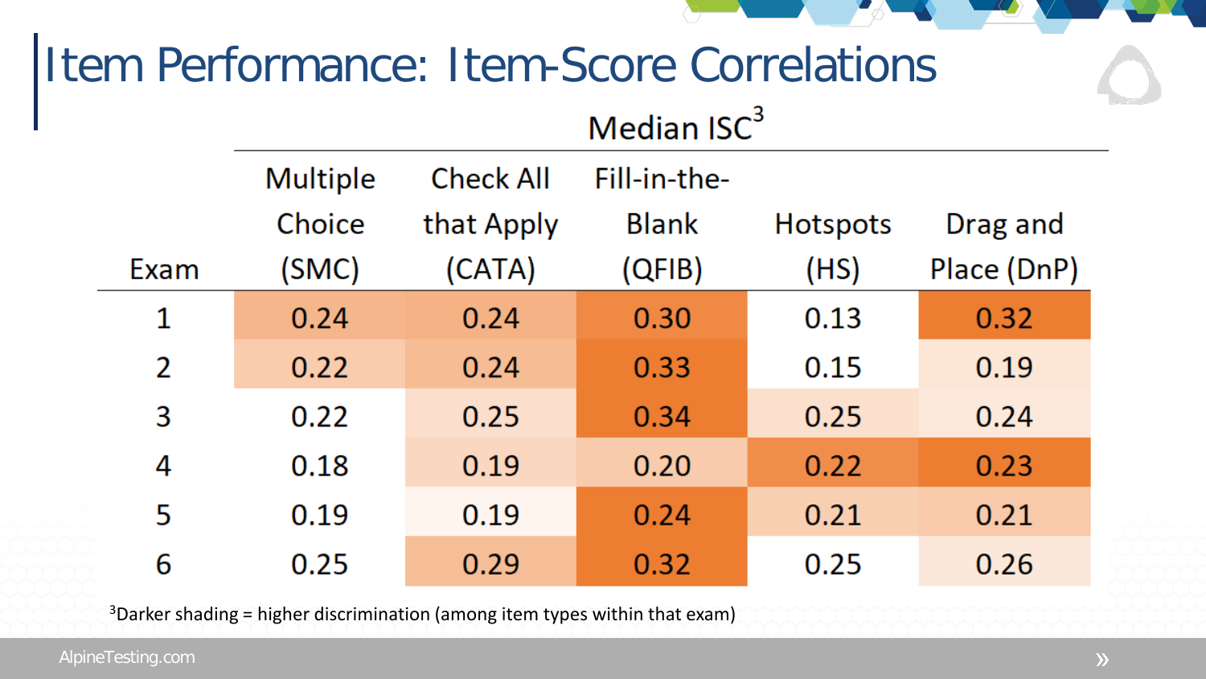# Item Performance: Item-Score Correlations

| | Median ISC[3] | | | | |
|---|---|---|---|---|---|
| Exam | Multiple Choice (SMC) | Check All that Apply (CATA) | Fill-in-the-Blank (QFIB) | Hotspots (HS) | Drag and Place (DnP) |
| 1 | 0.24 | 0.24 | 0.30 | 0.13 | 0.32 |
| 2 | 0.22 | 0.24 | 0.33 | 0.15 | 0.19 |
| 3 | 0.22 | 0.25 | 0.34 | 0.25 | 0.24 |
| 4 | 0.18 | 0.19 | 0.20 | 0.22 | 0.23 |
| 5 | 0.19 | 0.19 | 0.24 | 0.21 | 0.21 |
| 6 | 0.25 | 0.29 | 0.32 | 0.25 | 0.26 |

[3]Darker shading = higher discrimination (among item types within that exam)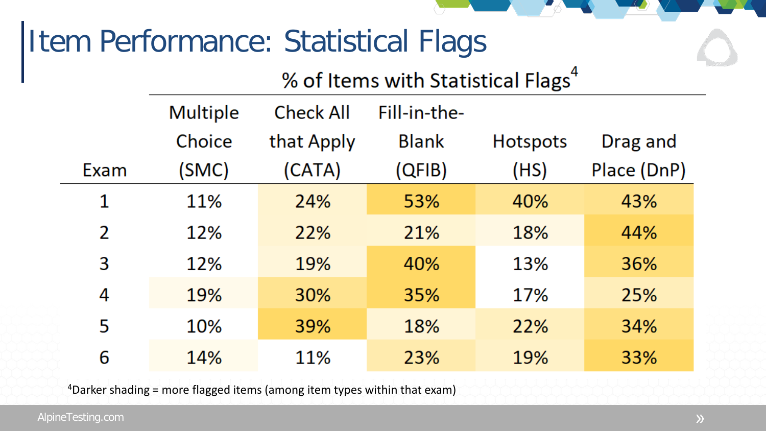# Item Performance: Statistical Flags

| | % of Items with Statistical Flags[4] | | | | |
|---|---|---|---|---|---|
| Exam | Multiple Choice (SMC) | Check All that Apply (CATA) | Fill-in-the-Blank (QFIB) | Hotspots (HS) | Drag and Place (DnP) |
| 1 | 11% | 24% | 53% | 40% | 43% |
| 2 | 12% | 22% | 21% | 18% | 44% |
| 3 | 12% | 19% | 40% | 13% | 36% |
| 4 | 19% | 30% | 35% | 17% | 25% |
| 5 | 10% | 39% | 18% | 22% | 34% |
| 6 | 14% | 11% | 23% | 19% | 33% |

[4]Darker shading = more flagged items (among item types within that exam)

AlpineTesting.com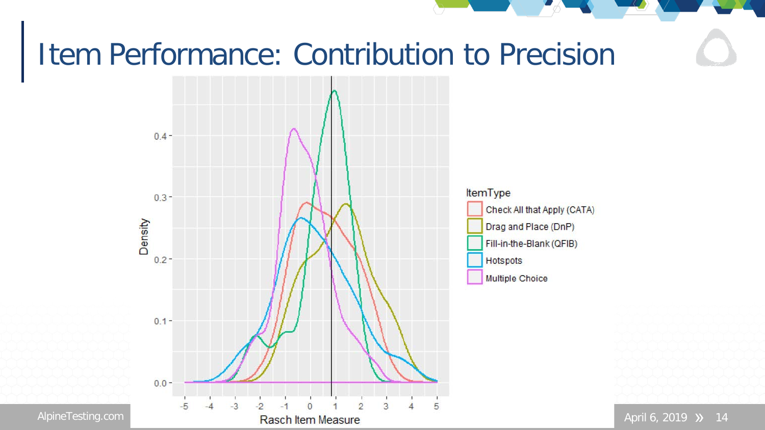# Item Performance: Contribution to Precision

ItemType

- Check All that Apply (CATA)
- Drag and Place (DnP)
- Fill-in-the-Blank (QFIB)
- Hotspots
- Multiple Choice

Density

Rasch Item Measure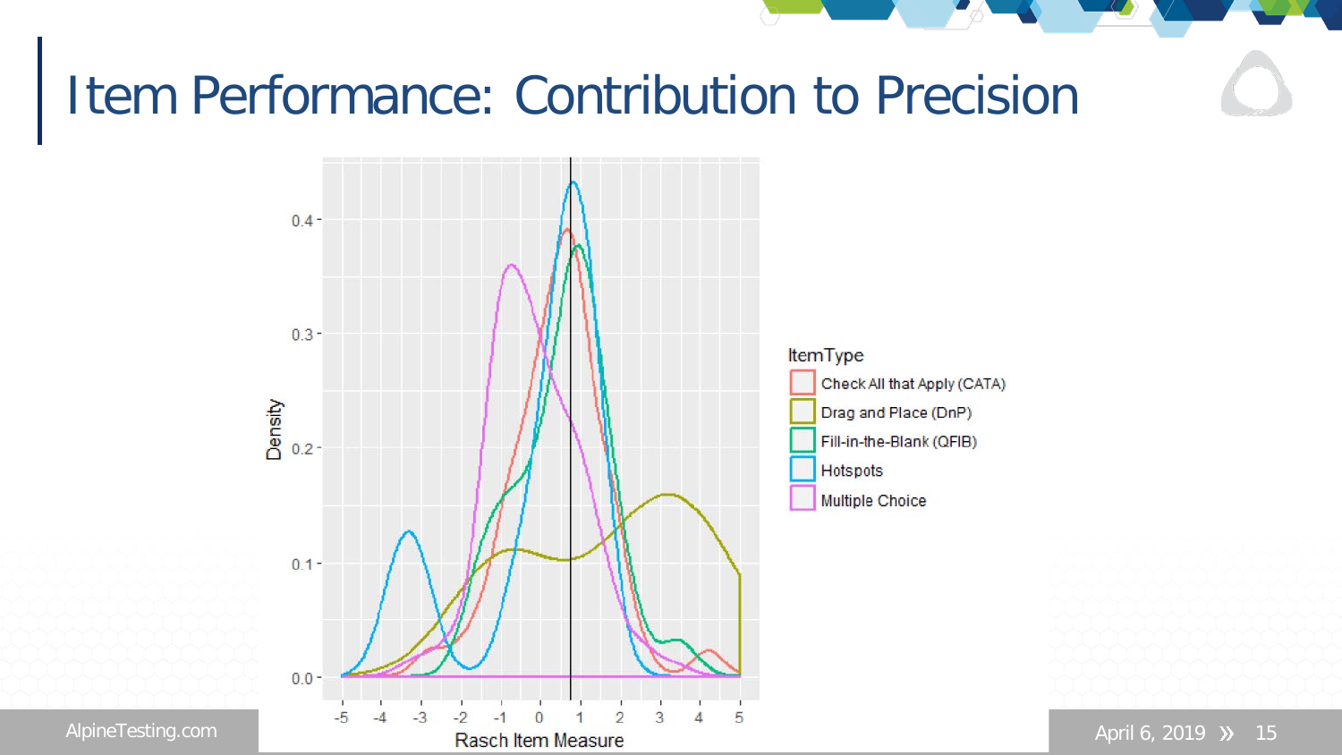# Item Performance: Contribution to Precision

ItemType

- Check All that Apply (CATA)
- Drag and Place (DnP)
- Fill-in-the-Blank (QFIB)
- Hotspots
- Multiple Choice

Density

Rasch Item Measure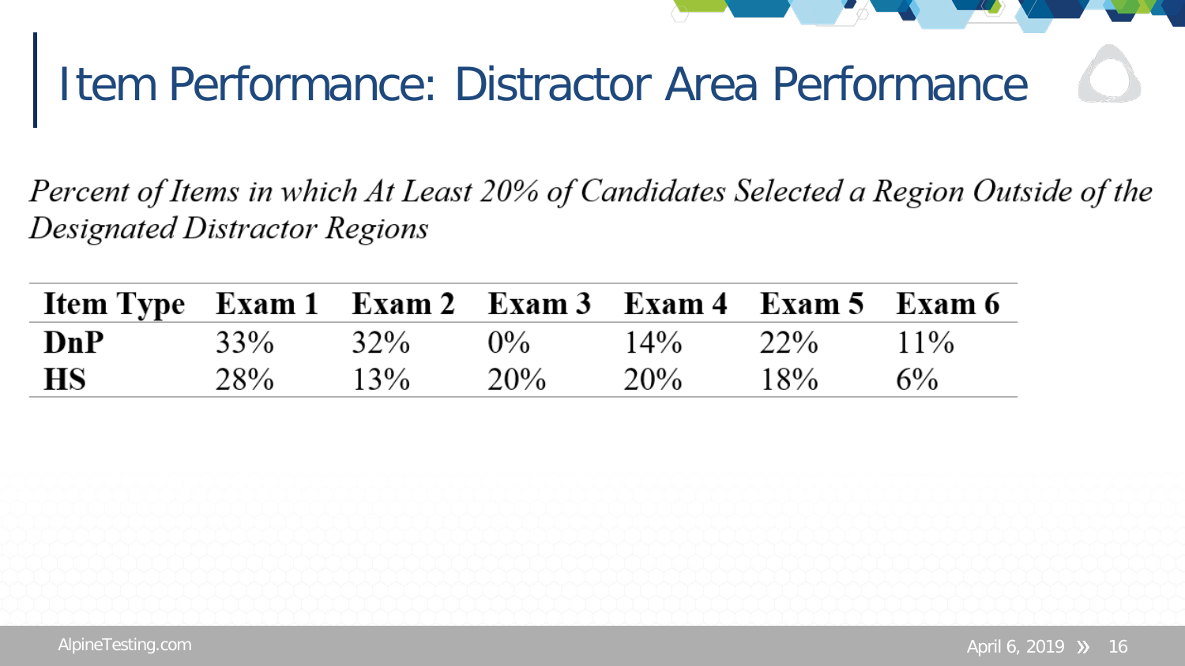# Item Performance: Distractor Area Performance

*Percent of Items in which At Least 20% of Candidates Selected a Region Outside of the Designated Distractor Regions*

| Item Type | Exam 1 | Exam 2 | Exam 3 | Exam 4 | Exam 5 | Exam 6 |
|---|---|---|---|---|---|---|
| **DnP** | 33% | 32% | 0% | 14% | 22% | 11% |
| **HS** | 28% | 13% | 20% | 20% | 18% | 6% |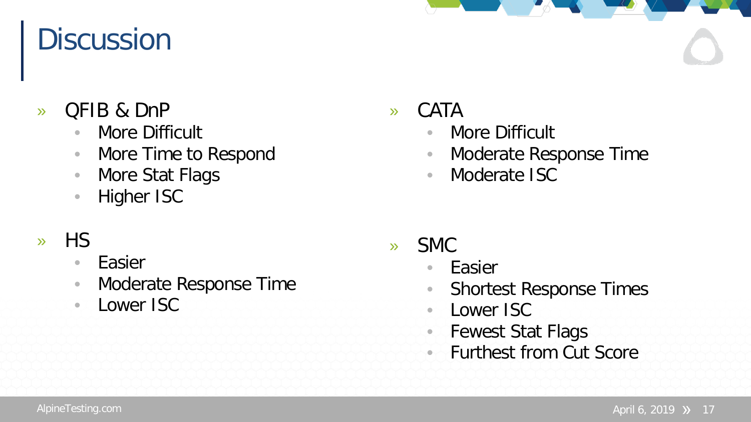# Discussion

- QFIB & DnP
  - More Difficult
  - More Time to Respond
  - More Stat Flags
  - Higher ISC
- HS
  - Easier
  - Moderate Response Time
  - Lower ISC
- CATA
  - More Difficult
  - Moderate Response Time
  - Moderate ISC
- SMC
  - Easier
  - Shortest Response Times
  - Lower ISC
  - Fewest Stat Flags
  - Furthest from Cut Score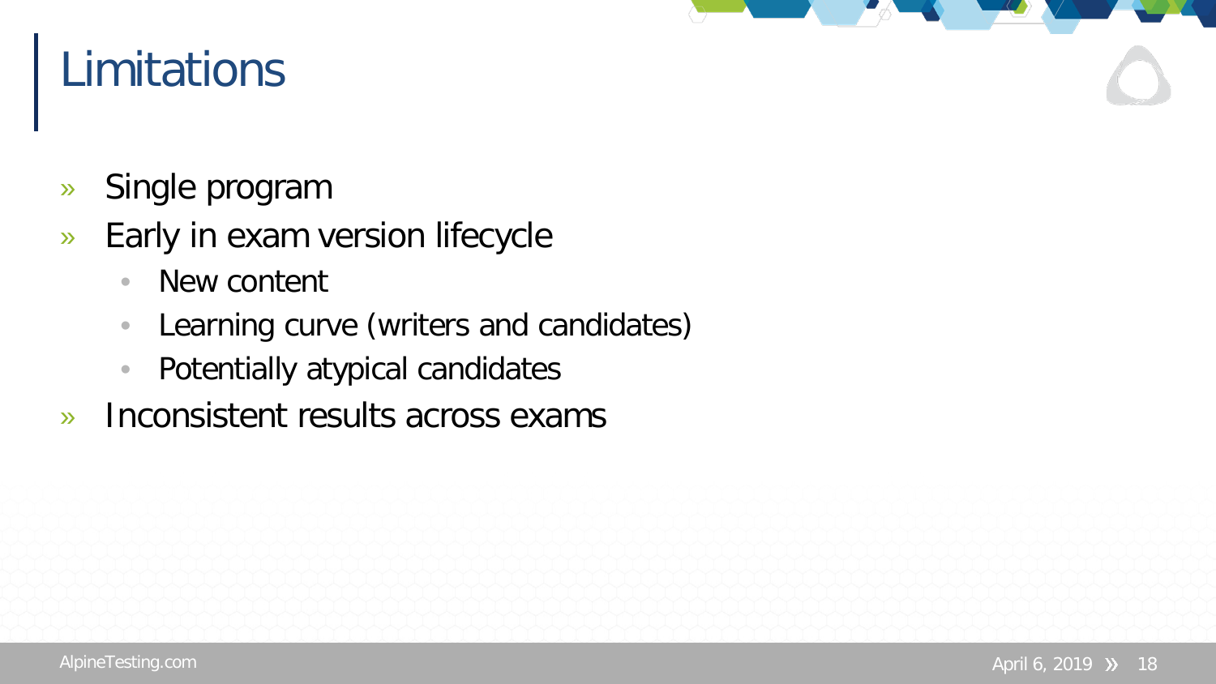# Limitations

- Single program
- Early in exam version lifecycle
  - New content
  - Learning curve (writers and candidates)
  - Potentially atypical candidates
- Inconsistent results across exams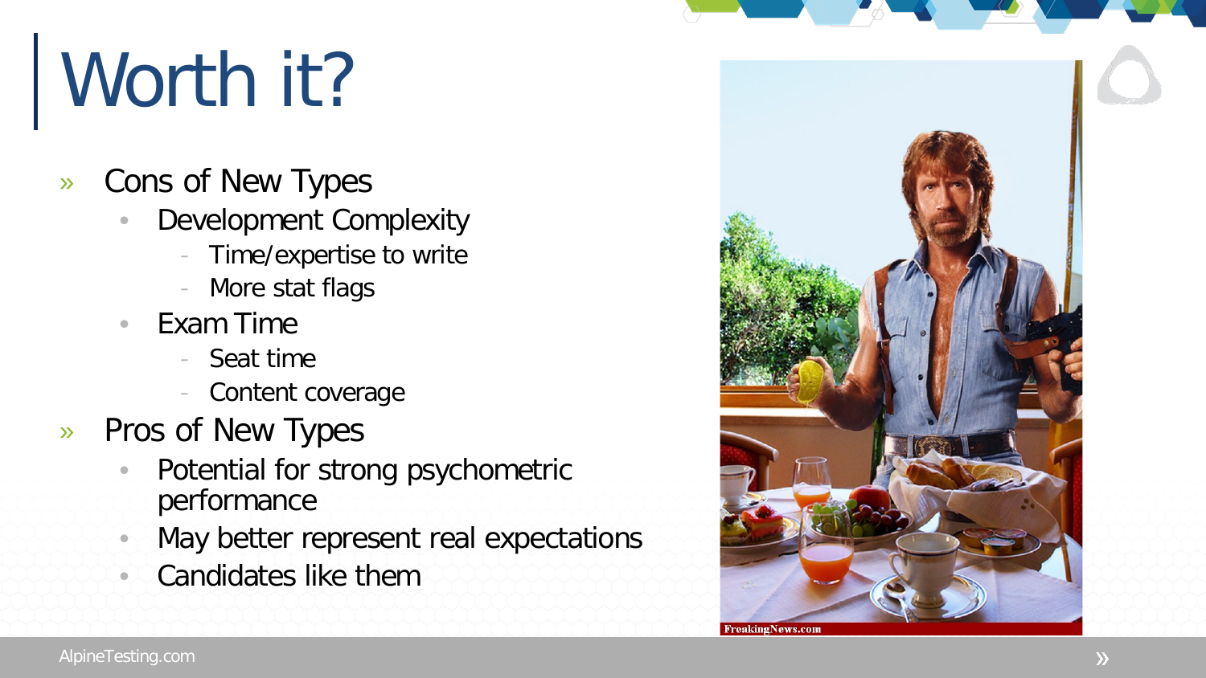# Worth it?

- Cons of New Types
  - Development Complexity
    - Time/expertise to write
    - More stat flags
  - Exam Time
    - Seat time
    - Content coverage
- Pros of New Types
  - Potential for strong psychometric performance
  - May better represent real expectations
  - Candidates like them